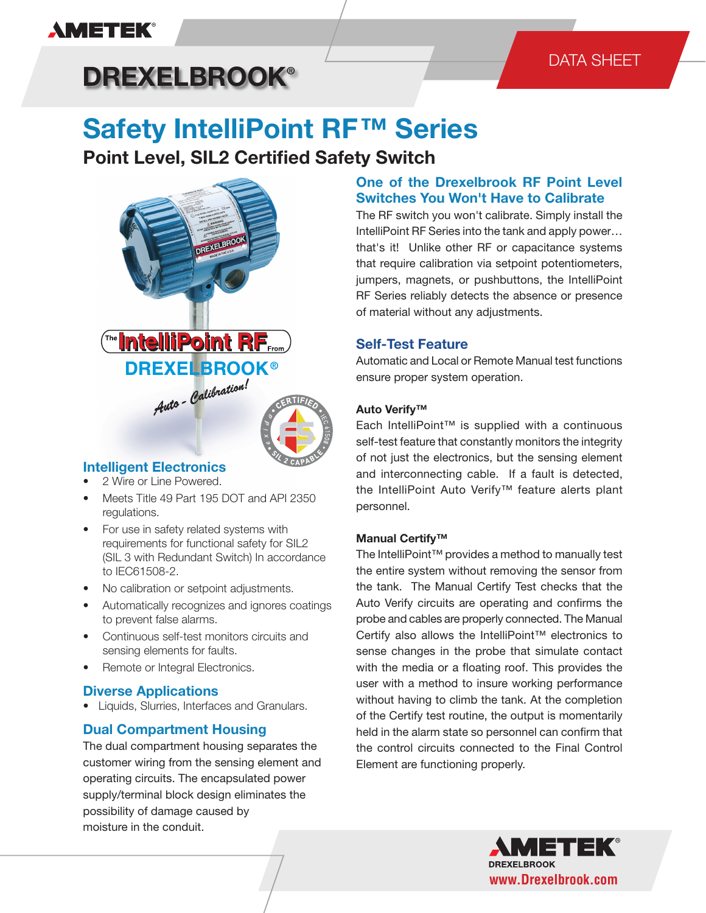AMETEK®

# DREXELBROOK®

DATA SHEET

# Safety IntelliPoint RF™ Series

## Point Level, SIL2 Certified Safety Switch

## Intelligent Electronics

- 2 Wire or Line Powered.
- Meets Title 49 Part 195 DOT and API 2350 regulations.
- For use in safety related systems with requirements for functional safety for SIL2 (SIL 3 with Redundant Switch) In accordance to IEC61508-2.
- No calibration or setpoint adjustments.
- Automatically recognizes and ignores coatings to prevent false alarms.
- Continuous self-test monitors circuits and sensing elements for faults.
- Remote or Integral Electronics.

## Diverse Applications

- Liquids, Slurries, Interfaces and Granulars.

## Dual Compartment Housing

The dual compartment housing separates the customer wiring from the sensing element and operating circuits. The encapsulated power supply/terminal block design eliminates the possibility of damage caused by moisture in the conduit.

## One of the Drexelbrook RF Point Level Switches You Won't Have to Calibrate

The RF switch you won't calibrate. Simply install the IntelliPoint RF Series into the tank and apply power… that's it! Unlike other RF or capacitance systems that require calibration via setpoint potentiometers, jumpers, magnets, or pushbuttons, the IntelliPoint RF Series reliably detects the absence or presence of material without any adjustments.

## Self-Test Feature

Automatic and Local or Remote Manual test functions ensure proper system operation.

### Auto Verify™

Each IntelliPoint™ is supplied with a continuous self-test feature that constantly monitors the integrity of not just the electronics, but the sensing element and interconnecting cable. If a fault is detected, the IntelliPoint Auto Verify™ feature alerts plant personnel.

### Manual Certify™

The IntelliPoint™ provides a method to manually test the entire system without removing the sensor from the tank. The Manual Certify Test checks that the Auto Verify circuits are operating and confirms the probe and cables are properly connected. The Manual Certify also allows the IntelliPoint™ electronics to sense changes in the probe that simulate contact with the media or a floating roof. This provides the user with a method to insure working performance without having to climb the tank. At the completion of the Certify test routine, the output is momentarily held in the alarm state so personnel can confirm that the control circuits connected to the Final Control Element are functioning properly.

AMETEK® DREXELBROOK
www.Drexelbrook.com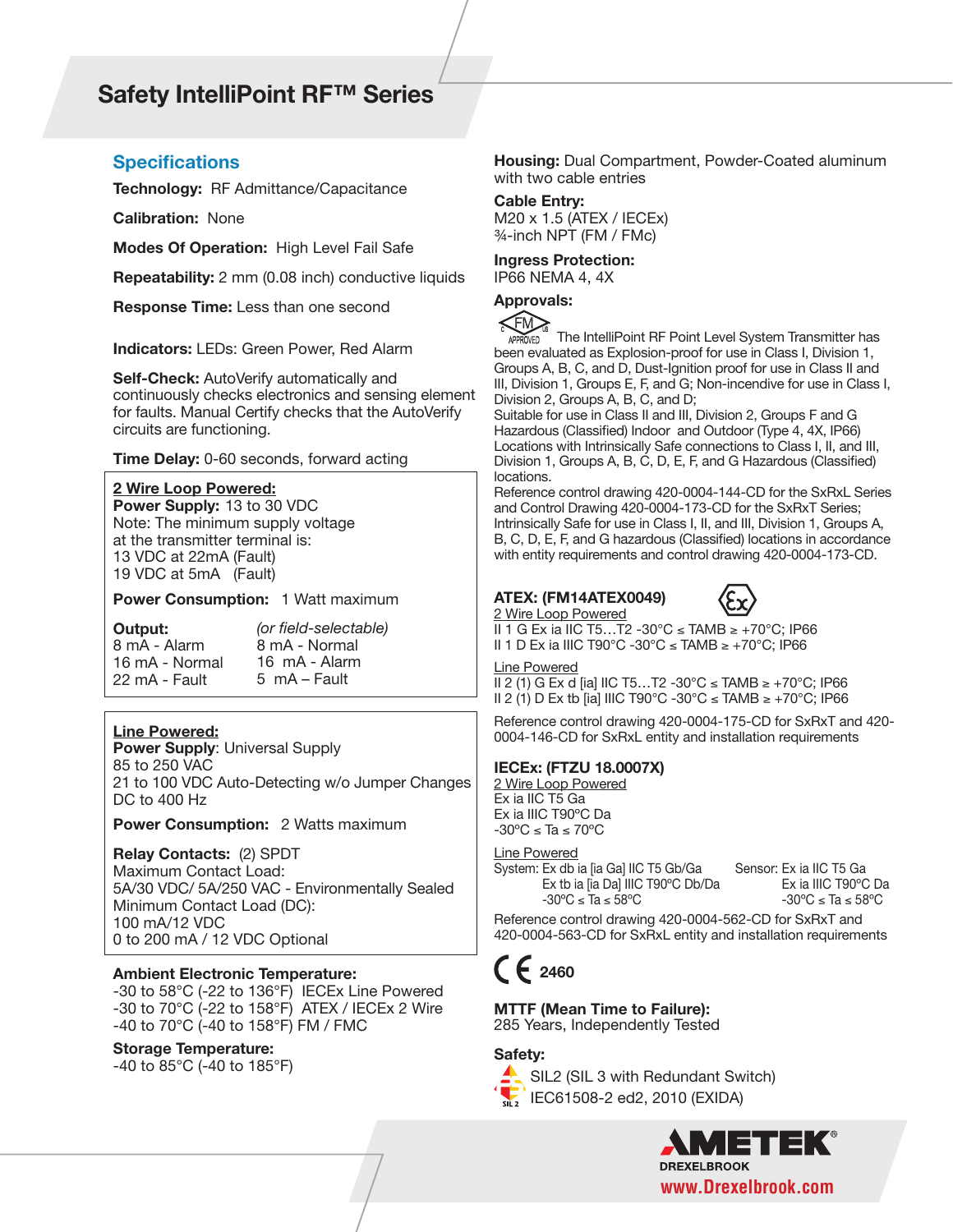# Safety IntelliPoint RF™ Series

## Specifications

**Technology:** RF Admittance/Capacitance

**Calibration:** None

**Modes Of Operation:** High Level Fail Safe

**Repeatability:** 2 mm (0.08 inch) conductive liquids

**Response Time:** Less than one second

**Indicators:** LEDs: Green Power, Red Alarm

**Self-Check:** AutoVerify automatically and continuously checks electronics and sensing element for faults. Manual Certify checks that the AutoVerify circuits are functioning.

**Time Delay:** 0-60 seconds, forward acting

**2 Wire Loop Powered:**
**Power Supply:** 13 to 30 VDC
Note: The minimum supply voltage at the transmitter terminal is:
13 VDC at 22mA (Fault)
19 VDC at 5mA (Fault)

**Power Consumption:** 1 Watt maximum

| **Output:** | *(or field-selectable)* |
|---|---|
| 8 mA - Alarm | 8 mA - Normal |
| 16 mA - Normal | 16 mA - Alarm |
| 22 mA - Fault | 5 mA – Fault |

**Line Powered:**
**Power Supply**: Universal Supply
85 to 250 VAC
21 to 100 VDC Auto-Detecting w/o Jumper Changes
DC to 400 Hz

**Power Consumption:** 2 Watts maximum

**Relay Contacts:** (2) SPDT
Maximum Contact Load:
5A/30 VDC/ 5A/250 VAC - Environmentally Sealed
Minimum Contact Load (DC):
100 mA/12 VDC
0 to 200 mA / 12 VDC Optional

**Ambient Electronic Temperature:**
-30 to 58°C (-22 to 136°F) IECEx Line Powered
-30 to 70°C (-22 to 158°F) ATEX / IECEx 2 Wire
-40 to 70°C (-40 to 158°F) FM / FMC

**Storage Temperature:**
-40 to 85°C (-40 to 185°F)

**Housing:** Dual Compartment, Powder-Coated aluminum with two cable entries

**Cable Entry:**
M20 x 1.5 (ATEX / IECEx)
¾-inch NPT (FM / FMc)

**Ingress Protection:**
IP66 NEMA 4, 4X

**Approvals:**

The IntelliPoint RF Point Level System Transmitter has been evaluated as Explosion-proof for use in Class I, Division 1, Groups A, B, C, and D, Dust-Ignition proof for use in Class II and III, Division 1, Groups E, F, and G; Non-incendive for use in Class I, Division 2, Groups A, B, C, and D;
Suitable for use in Class II and III, Division 2, Groups F and G Hazardous (Classified) Indoor and Outdoor (Type 4, 4X, IP66) Locations with Intrinsically Safe connections to Class I, II, and III, Division 1, Groups A, B, C, D, E, F, and G Hazardous (Classified) locations.
Reference control drawing 420-0004-144-CD for the SxRxL Series and Control Drawing 420-0004-173-CD for the SxRxT Series; Intrinsically Safe for use in Class I, II, and III, Division 1, Groups A, B, C, D, E, F, and G hazardous (Classified) locations in accordance with entity requirements and control drawing 420-0004-173-CD.

**ATEX: (FM14ATEX0049)**

2 Wire Loop Powered
II 1 G Ex ia IIC T5…T2 -30°C ≤ TAMB ≥ +70°C; IP66
II 1 D Ex ia IIIC T90°C -30°C ≤ TAMB ≥ +70°C; IP66

Line Powered
II 2 (1) G Ex d [ia] IIC T5…T2 -30°C ≤ TAMB ≥ +70°C; IP66
II 2 (1) D Ex tb [ia] IIIC T90°C -30°C ≤ TAMB ≥ +70°C; IP66

Reference control drawing 420-0004-175-CD for SxRxT and 420-0004-146-CD for SxRxL entity and installation requirements

**IECEx: (FTZU 18.0007X)**

2 Wire Loop Powered
Ex ia IIC T5 Ga
Ex ia IIIC T90ºC Da
-30ºC ≤ Ta ≤ 70ºC

Line Powered

| System: | Sensor: |
|---|---|
| Ex db ia [ia Ga] IIC T5 Gb/Ga | Ex ia IIC T5 Ga |
| Ex tb ia [ia Da] IIIC T90ºC Db/Da | Ex ia IIIC T90ºC Da |
| -30ºC ≤ Ta ≤ 58ºC | -30ºC ≤ Ta ≤ 58ºC |

Reference control drawing 420-0004-562-CD for SxRxT and 420-0004-563-CD for SxRxL entity and installation requirements

CE 2460

**MTTF (Mean Time to Failure):**
285 Years, Independently Tested

**Safety:**
SIL2 (SIL 3 with Redundant Switch)
IEC61508-2 ed2, 2010 (EXIDA)

AMETEK DREXELBROOK
www.Drexelbrook.com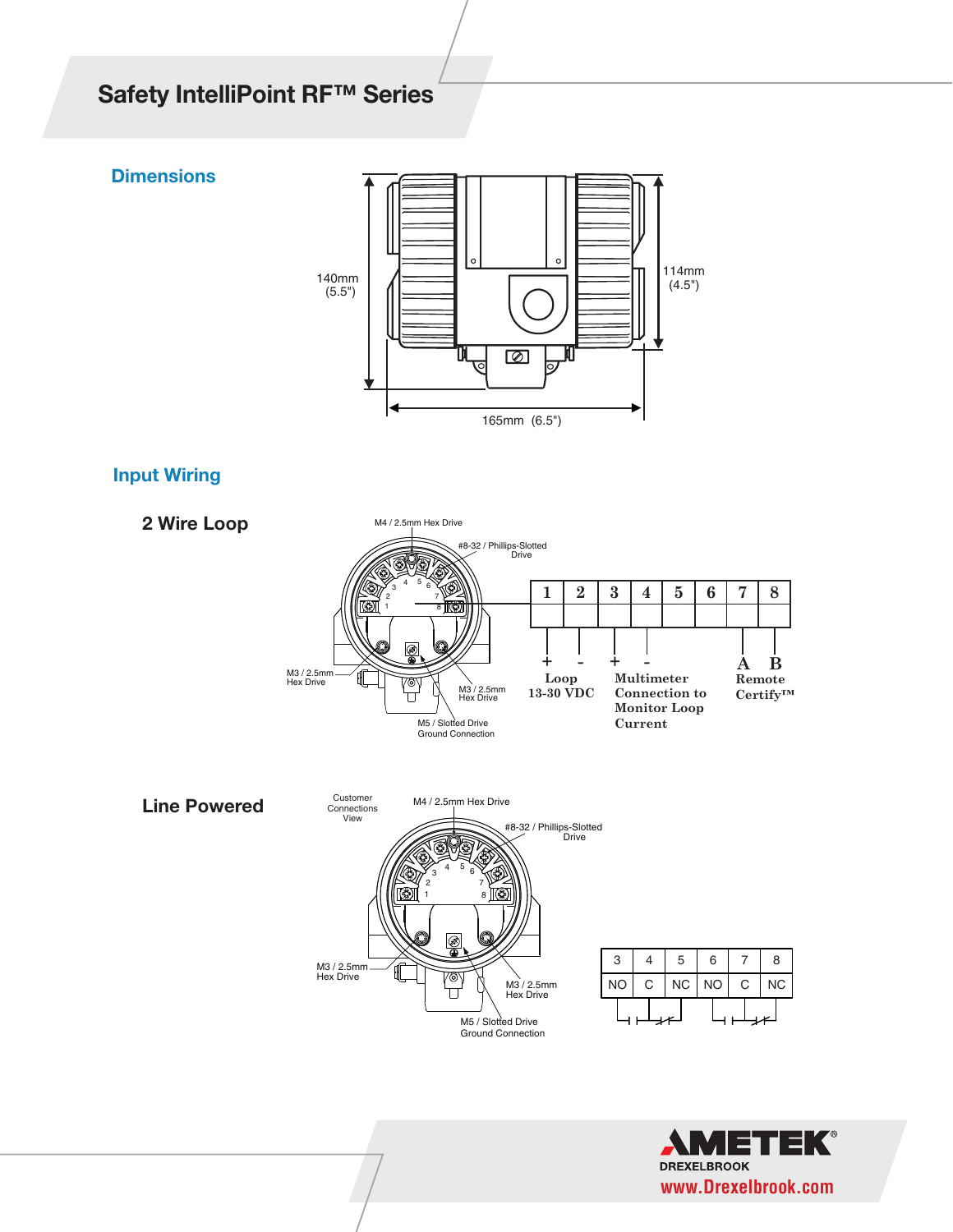## Safety IntelliPoint RF™ Series

### Dimensions

140mm (5.5")

114mm (4.5")

165mm (6.5")

### Input Wiring

#### 2 Wire Loop

M4 / 2.5mm Hex Drive

#8-32 / Phillips-Slotted Drive

M3 / 2.5mm Hex Drive

M3 / 2.5mm Hex Drive

M5 / Slotted Drive Ground Connection

| 1 | 2 | 3 | 4 | 5 | 6 | 7 | 8 |
|---|---|---|---|---|---|---|---|
| + | - | + | - | | | A | B |

- **Loop 13-30 VDC** (1 +, 2 -)
- **Multimeter Connection to Monitor Loop Current** (3 +, 4 -)
- **Remote Certify™** (7 A, 8 B)

#### Line Powered

Customer Connections View

M4 / 2.5mm Hex Drive

#8-32 / Phillips-Slotted Drive

M3 / 2.5mm Hex Drive

M3 / 2.5mm Hex Drive

M5 / Slotted Drive Ground Connection

| 3 | 4 | 5 | 6 | 7 | 8 |
|---|---|---|---|---|---|
| NO | C | NC | NO | C | NC |

AMETEK DREXELBROOK

www.Drexelbrook.com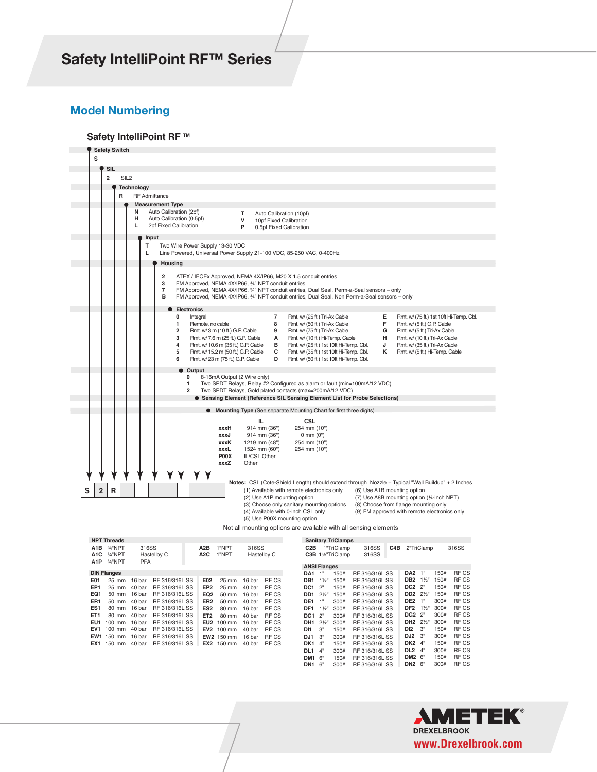# Safety IntelliPoint RF™ Series

## Model Numbering

### Safety IntelliPoint RF ™

**Safety Switch**

- **S**

**SIL**

- **2** SIL2

**Technology**

- **R** RF Admittance

**Measurement Type**

- **N** Auto Calibration (2pf)
- **H** Auto Calibration (0.5pf)
- **L** 2pf Fixed Calibration
- **T** Auto Calibration (10pf)
- **V** 10pf Fixed Calibration
- **P** 0.5pf Fixed Calibration

**Input**

- **T** Two Wire Power Supply 13-30 VDC
- **L** Line Powered, Universal Power Supply 21-100 VDC, 85-250 VAC, 0-400Hz

**Housing**

- **2** ATEX / IECEx Approved, NEMA 4X/IP66, M20 X 1.5 conduit entries
- **3** FM Approved, NEMA 4X/IP66, ¾" NPT conduit entries
- **7** FM Approved, NEMA 4X/IP66, ¾" NPT conduit entries, Dual Seal, Perm-a-Seal sensors – only
- **B** FM Approved, NEMA 4X/IP66, ¾" NPT conduit entries, Dual Seal, Non Perm-a-Seal sensors – only

**Electronics**

- **0** Integral
- **1** Remote, no cable
- **2** Rmt. w/ 3 m (10 ft.) G.P. Cable
- **3** Rmt. w/ 7.6 m (25 ft.) G.P. Cable
- **4** Rmt. w/ 10.6 m (35 ft.) G.P. Cable
- **5** Rmt. w/ 15.2 m (50 ft.) G.P. Cable
- **6** Rmt. w/ 23 m (75 ft.) G.P. Cable
- **7** Rmt. w/ (25 ft.) Tri-Ax Cable
- **8** Rmt. w/ (50 ft.) Tri-Ax Cable
- **9** Rmt. w/ (75 ft.) Tri-Ax Cable
- **A** Rmt. w/ (10 ft.) Hi-Temp. Cable
- **B** Rmt. w/ (25 ft.) 1st 10ft Hi-Temp. Cbl.
- **C** Rmt. w/ (35 ft.) 1st 10ft Hi-Temp. Cbl.
- **D** Rmt. w/ (50 ft.) 1st 10ft Hi-Temp. Cbl.
- **E** Rmt. w/ (75 ft.) 1st 10ft Hi-Temp. Cbl.
- **F** Rmt. w/ (5 ft.) G.P. Cable
- **G** Rmt. w/ (5 ft.) Tri-Ax Cable
- **H** Rmt. w/ (10 ft.) Tri-Ax Cable
- **J** Rmt. w/ (35 ft.) Tri-Ax Cable
- **K** Rmt. w/ (5 ft.) Hi-Temp. Cable

**Output**

- **0** 8-16mA Output (2 Wire only)
- **1** Two SPDT Relays, Relay #2 Configured as alarm or fault (min=100mA/12 VDC)
- **2** Two SPDT Relays, Gold plated contacts (max=200mA/12 VDC)

**Sensing Element (Reference SIL Sensing Element List for Probe Selections)**

**Mounting Type** (See separate Mounting Chart for first three digits)

| | IL | CSL |
|---|---|---|
| **xxxH** | 914 mm (36") | 254 mm (10") |
| **xxxJ** | 914 mm (36") | 0 mm (0") |
| **xxxK** | 1219 mm (48") | 254 mm (10") |
| **xxxL** | 1524 mm (60") | 254 mm (10") |
| **P00X** | IL/CSL Other | |
| **xxxZ** | Other | |

| S | 2 | R | | | | | | | | |
|---|---|---|---|---|---|---|---|---|---|---|

**Notes:** CSL (Cote-Shield Length) should extend through Nozzle + Typical "Wall Buildup" + 2 Inches

(1) Available with remote electronics only
(2) Use A1P mounting option
(3) Choose only sanitary mounting options
(4) Available with 0-inch CSL only
(5) Use P00X mounting option
(6) Use A1B mounting option
(7) Use A8B mounting option (¼-inch NPT)
(8) Choose from flange mounting only
(9) FM approved with remote electronics only

Not all mounting options are available with all sensing elements

**NPT Threads**

| Code | Size | Material | Code | Size | Material |
|---|---|---|---|---|---|
| A1B | ¾"NPT | 316SS | A2B | 1"NPT | 316SS |
| A1C | ¾"NPT | Hastelloy C | A2C | 1"NPT | Hastelloy C |
| A1P | ¾"NPT | PFA | | | |

**DIN Flanges**

| Code | Size | Rating | Material | Code | Size | Rating | Material |
|---|---|---|---|---|---|---|---|
| E01 | 25 mm | 16 bar | RF 316/316L SS | E02 | 25 mm | 16 bar | RF CS |
| EP1 | 25 mm | 40 bar | RF 316/316L SS | EP2 | 25 mm | 40 bar | RF CS |
| EQ1 | 50 mm | 16 bar | RF 316/316L SS | EQ2 | 50 mm | 16 bar | RF CS |
| ER1 | 50 mm | 40 bar | RF 316/316L SS | ER2 | 50 mm | 40 bar | RF CS |
| ES1 | 80 mm | 16 bar | RF 316/316L SS | ES2 | 80 mm | 16 bar | RF CS |
| ET1 | 80 mm | 40 bar | RF 316/316L SS | ET2 | 80 mm | 40 bar | RF CS |
| EU1 | 100 mm | 16 bar | RF 316/316L SS | EU2 | 100 mm | 16 bar | RF CS |
| EV1 | 100 mm | 40 bar | RF 316/316L SS | EV2 | 100 mm | 40 bar | RF CS |
| EW1 | 150 mm | 16 bar | RF 316/316L SS | EW2 | 150 mm | 16 bar | RF CS |
| EX1 | 150 mm | 40 bar | RF 316/316L SS | EX2 | 150 mm | 40 bar | RF CS |

**Sanitary TriClamps**

| Code | Size | Material | Code | Size | Material |
|---|---|---|---|---|---|
| C2B | 1"TriClamp | 316SS | C4B | 2"TriClamp | 316SS |
| C3B | 1½"TriClamp | 316SS | | | |

**ANSI Flanges**

| Code | Size | Rating | Material | Code | Size | Rating | Material |
|---|---|---|---|---|---|---|---|
| DA1 | 1" | 150# | RF 316/316L SS | DA2 | 1" | 150# | RF CS |
| DB1 | 1½" | 150# | RF 316/316L SS | DB2 | 1½" | 150# | RF CS |
| DC1 | 2" | 150# | RF 316/316L SS | DC2 | 2" | 150# | RF CS |
| DD1 | 2½" | 150# | RF 316/316L SS | DD2 | 2½" | 150# | RF CS |
| DE1 | 1" | 300# | RF 316/316L SS | DE2 | 1" | 300# | RF CS |
| DF1 | 1½" | 300# | RF 316/316L SS | DF2 | 1½" | 300# | RF CS |
| DG1 | 2" | 300# | RF 316/316L SS | DG2 | 2" | 300# | RF CS |
| DH1 | 2½" | 300# | RF 316/316L SS | DH2 | 2½" | 300# | RF CS |
| DI1 | 3" | 150# | RF 316/316L SS | DI2 | 3" | 150# | RF CS |
| DJ1 | 3" | 300# | RF 316/316L SS | DJ2 | 3" | 300# | RF CS |
| DK1 | 4" | 150# | RF 316/316L SS | DK2 | 4" | 150# | RF CS |
| DL1 | 4" | 300# | RF 316/316L SS | DL2 | 4" | 300# | RF CS |
| DM1 | 6" | 150# | RF 316/316L SS | DM2 | 6" | 150# | RF CS |
| DN1 | 6" | 300# | RF 316/316L SS | DN2 | 6" | 300# | RF CS |

AMETEK® DREXELBROOK
www.Drexelbrook.com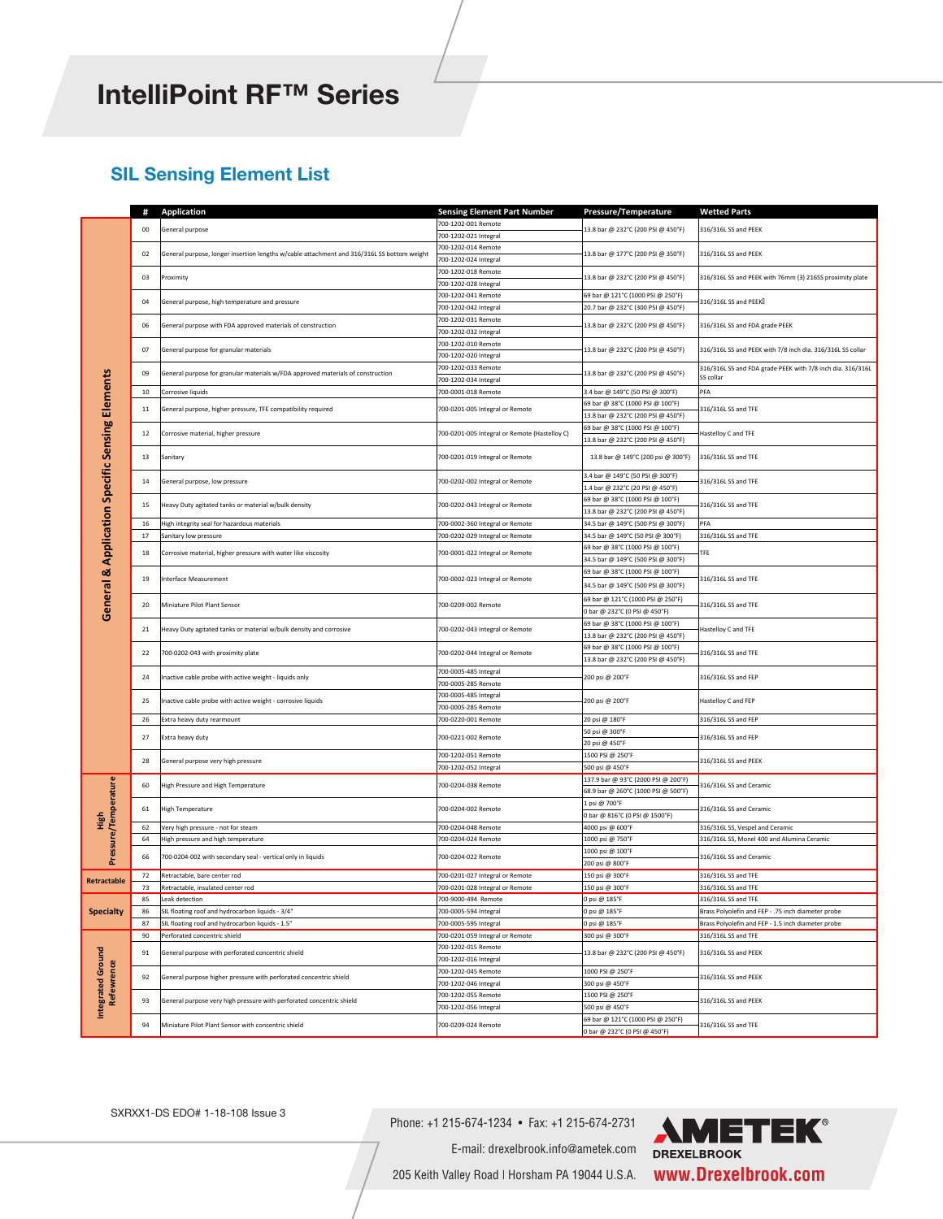# IntelliPoint RF™ Series

## SIL Sensing Element List

| | # | Application | Sensing Element Part Number | Pressure/Temperature | Wetted Parts |
|---|---|---|---|---|---|
| General & Application Specific Sensing Elements | 00 | General purpose | 700-1202-001 Remote<br>700-1202-021 Integral | 13.8 bar @ 232°C (200 PSI @ 450°F) | 316/316L SS and PEEK |
| | 02 | General purpose, longer insertion lengths w/cable attachment and 316/316L SS bottom weight | 700-1202-014 Remote<br>700-1202-024 Integral | 13.8 bar @ 177°C (200 PSI @ 350°F) | 316/316L SS and PEEK |
| | 03 | Proximity | 700-1202-018 Remote<br>700-1202-028 Integral | 13.8 bar @ 232°C (200 PSI @ 450°F) | 316/316L SS and PEEK with 76mm (3) 216SS proximity plate |
| | 04 | General purpose, high temperature and pressure | 700-1202-041 Remote<br>700-1202-042 Integral | 69 bar @ 121°C (1000 PSI @ 250°F)<br>20.7 bar @ 232°C (300 PSI @ 450°F) | 316/316L SS and PEEK |
| | 06 | General purpose with FDA approved materials of construction | 700-1202-031 Remote<br>700-1202-032 Integral | 13.8 bar @ 232°C (200 PSI @ 450°F) | 316/316L SS and FDA grade PEEK |
| | 07 | General purpose for granular materials | 700-1202-010 Remote<br>700-1202-020 Integral | 13.8 bar @ 232°C (200 PSI @ 450°F) | 316/316L SS and PEEK with 7/8 inch dia. 316/316L SS collar |
| | 09 | General purpose for granular materials w/FDA approved materials of construction | 700-1202-033 Remote<br>700-1202-034 Integral | 13.8 bar @ 232°C (200 PSI @ 450°F) | 316/316L SS and FDA grade PEEK with 7/8 inch dia. 316/316L SS collar |
| | 10 | Corrosive liquids | 700-0001-018 Remote | 3.4 bar @ 149°C (50 PSI @ 300°F) | PFA |
| | 11 | General purpose, higher pressure, TFE compatibility required | 700-0201-005 Integral or Remote | 69 bar @ 38°C (1000 PSI @ 100°F)<br>13.8 bar @ 232°C (200 PSI @ 450°F) | 316/316L SS and TFE |
| | 12 | Corrosive material, higher pressure | 700-0201-005 Integral or Remote (Hastelloy C) | 69 bar @ 38°C (1000 PSI @ 100°F)<br>13.8 bar @ 232°C (200 PSI @ 450°F) | Hastelloy C and TFE |
| | 13 | Sanitary | 700-0201-019 Integral or Remote | 13.8 bar @ 149°C (200 psi @ 300°F) | 316/316L SS and TFE |
| | 14 | General purpose, low pressure | 700-0202-002 Integral or Remote | 3.4 bar @ 149°C (50 PSI @ 300°F)<br>1.4 bar @ 232°C (20 PSI @ 450°F) | 316/316L SS and TFE |
| | 15 | Heavy Duty agitated tanks or material w/bulk density | 700-0202-043 Integral or Remote | 69 bar @ 38°C (1000 PSI @ 100°F)<br>13.8 bar @ 232°C (200 PSI @ 450°F) | 316/316L SS and TFE |
| | 16 | High integrity seal for hazardous materials | 700-0002-360 Integral or Remote | 34.5 bar @ 149°C (500 PSI @ 300°F) | PFA |
| | 17 | Sanitary low pressure | 700-0202-029 Integral or Remote | 34.5 bar @ 149°C (50 PSI @ 300°F) | 316/316L SS and TFE |
| | 18 | Corrosive material, higher pressure with water like viscosity | 700-0001-022 Integral or Remote | 69 bar @ 38°C (1000 PSI @ 100°F)<br>34.5 bar @ 149°C (500 PSI @ 300°F) | TFE |
| | 19 | Interface Measurement | 700-0002-023 Integral or Remote | 69 bar @ 38°C (1000 PSI @ 100°F)<br>34.5 bar @ 149°C (500 PSI @ 300°F) | 316/316L SS and TFE |
| | 20 | Miniature Pilot Plant Sensor | 700-0209-002 Remote | 69 bar @ 121°C (1000 PSI @ 250°F)<br>0 bar @ 232°C (0 PSI @ 450°F) | 316/316L SS and TFE |
| | 21 | Heavy Duty agitated tanks or material w/bulk density and corrosive | 700-0202-043 Integral or Remote | 69 bar @ 38°C (1000 PSI @ 100°F)<br>13.8 bar @ 232°C (200 PSI @ 450°F) | Hastelloy C and TFE |
| | 22 | 700-0202-043 with proximity plate | 700-0202-044 Integral or Remote | 69 bar @ 38°C (1000 PSI @ 100°F)<br>13.8 bar @ 232°C (200 PSI @ 450°F) | 316/316L SS and TFE |
| | 24 | Inactive cable probe with active weight - liquids only | 700-0005-485 Integral<br>700-0005-285 Remote | 200 psi @ 200°F | 316/316L SS and FEP |
| | 25 | Inactive cable probe with active weight - corrosive liquids | 700-0005-485 Integral<br>700-0005-285 Remote | 200 psi @ 200°F | Hastelloy C and FEP |
| | 26 | Extra heavy duty rearmount | 700-0220-001 Remote | 20 psi @ 180°F | 316/316L SS and FEP |
| | 27 | Extra heavy duty | 700-0221-002 Remote | 50 psi @ 300°F<br>20 psi @ 450°F | 316/316L SS and FEP |
| | 28 | General purpose very high pressure | 700-1202-051 Remote<br>700-1202-052 Integral | 1500 PSI @ 250°F<br>500 psi @ 450°F | 316/316L SS and PEEK |
| High Pressure/Temperature | 60 | High Pressure and High Temperature | 700-0204-038 Remote | 137.9 bar @ 93°C (2000 PSI @ 200°F)<br>68.9 bar @ 260°C (1000 PSI @ 500°F) | 316/316L SS and Ceramic |
| | 61 | High Temperature | 700-0204-002 Remote | 1 psi @ 700°F<br>0 bar @ 816°C (0 PSI @ 1500°F) | 316/316L SS and Ceramic |
| | 62 | Very high pressure - not for steam | 700-0204-048 Remote | 4000 psi @ 600°F | 316/316L SS, Vespel and Ceramic |
| | 64 | High pressure and high temperature | 700-0204-024 Remote | 1000 psi @ 750°F | 316/316L SS, Monel 400 and Alumina Ceramic |
| | 66 | 700-0204-002 with secondary seal - vertical only in liquids | 700-0204-022 Remote | 1000 psi @ 100°F<br>200 psi @ 800°F | 316/316L SS and Ceramic |
| Retractable | 72 | Retractable, bare center rod | 700-0201-027 Integral or Remote | 150 psi @ 300°F | 316/316L SS and TFE |
| | 73 | Retractable, insulated center rod | 700-0201-028 Integral or Remote | 150 psi @ 300°F | 316/316L SS and TFE |
| Specialty | 85 | Leak detection | 700-9000-494 Remote | 0 psi @ 185°F | 316/316L SS and TFE |
| | 86 | SIL floating roof and hydrocarbon liquids - 3/4" | 700-0005-594 Integral | 0 psi @ 185°F | Brass Polyolefin and FEP - .75 inch diameter probe |
| | 87 | SIL floating roof and hydrocarbon liquids - 1.5" | 700-0005-595 Integral | 0 psi @ 185°F | Brass Polyolefin and FEP - 1.5 inch diameter probe |
| Integrated Ground Refewrence | 90 | Perforated concentric shield | 700-0201-059 Integral or Remote | 300 psi @ 300°F | 316/316L SS and TFE |
| | 91 | General purpose with perforated concentric shield | 700-1202-015 Remote<br>700-1202-016 Integral | 13.8 bar @ 232°C (200 PSI @ 450°F) | 316/316L SS and PEEK |
| | 92 | General purpose higher pressure with perforated concentric shield | 700-1202-045 Remote<br>700-1202-046 Integral | 1000 PSI @ 250°F<br>300 psi @ 450°F | 316/316L SS and PEEK |
| | 93 | General purpose very high pressure with perforated concentric shield | 700-1202-055 Remote<br>700-1202-056 Integral | 1500 PSI @ 250°F<br>500 psi @ 450°F | 316/316L SS and PEEK |
| | 94 | Miniature Pilot Plant Sensor with concentric shield | 700-0209-024 Remote | 69 bar @ 121°C (1000 PSI @ 250°F)<br>0 bar @ 232°C (0 PSI @ 450°F) | 316/316L SS and TFE |

SXRXX1-DS EDO# 1-18-108 Issue 3

Phone: +1 215-674-1234 • Fax: +1 215-674-2731
E-mail: drexelbrook.info@ametek.com
205 Keith Valley Road | Horsham PA 19044 U.S.A.

AMETEK® DREXELBROOK
www.Drexelbrook.com